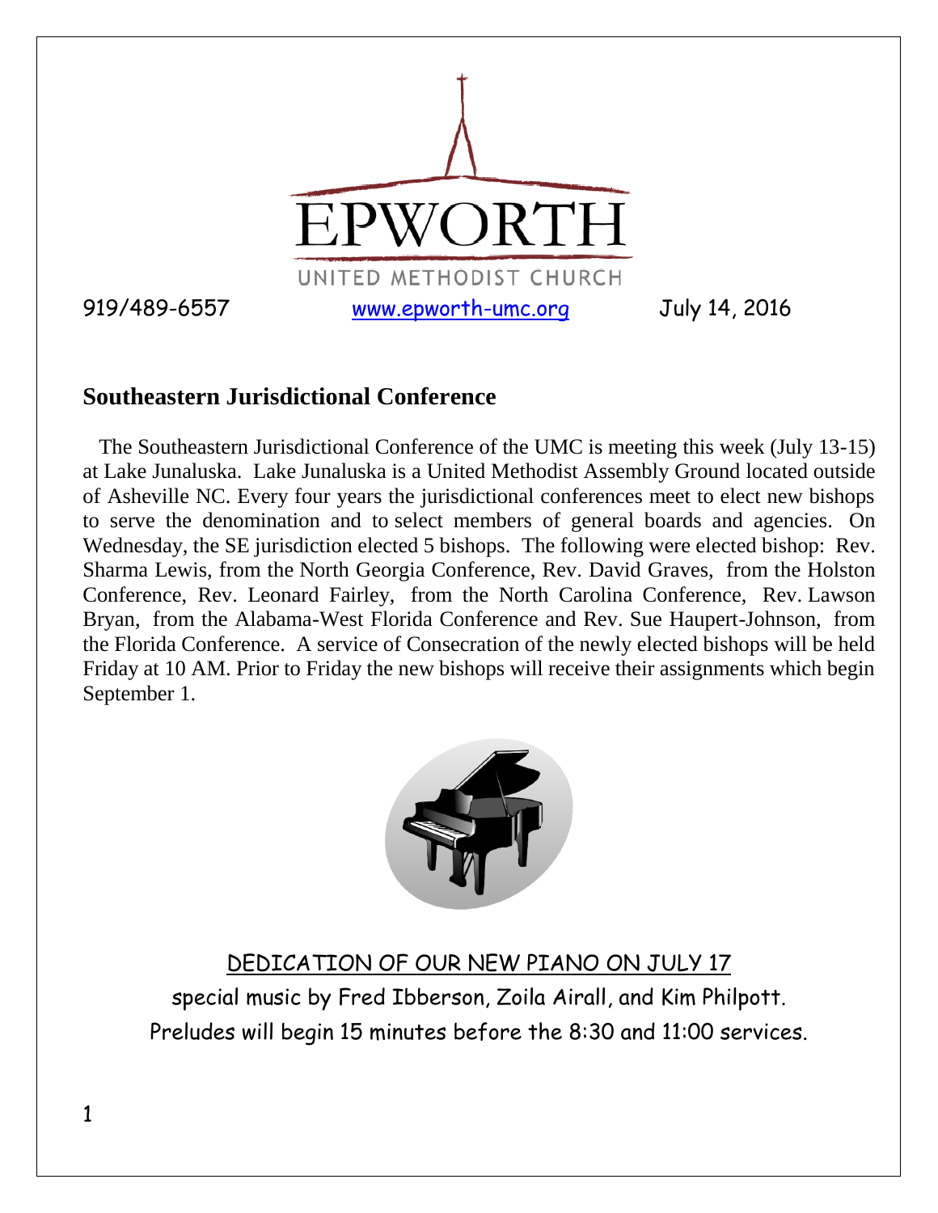# EPWORTH

UNITED METHODIST CHURCH

919/489-6557 www.epworth-umc.org July 14, 2016

## Southeastern Jurisdictional Conference

The Southeastern Jurisdictional Conference of the UMC is meeting this week (July 13-15) at Lake Junaluska. Lake Junaluska is a United Methodist Assembly Ground located outside of Asheville NC. Every four years the jurisdictional conferences meet to elect new bishops to serve the denomination and to select members of general boards and agencies. On Wednesday, the SE jurisdiction elected 5 bishops. The following were elected bishop: Rev. Sharma Lewis, from the North Georgia Conference, Rev. David Graves, from the Holston Conference, Rev. Leonard Fairley, from the North Carolina Conference, Rev. Lawson Bryan, from the Alabama-West Florida Conference and Rev. Sue Haupert-Johnson, from the Florida Conference. A service of Consecration of the newly elected bishops will be held Friday at 10 AM. Prior to Friday the new bishops will receive their assignments which begin September 1.

DEDICATION OF OUR NEW PIANO ON JULY 17

special music by Fred Ibberson, Zoila Airall, and Kim Philpott.

Preludes will begin 15 minutes before the 8:30 and 11:00 services.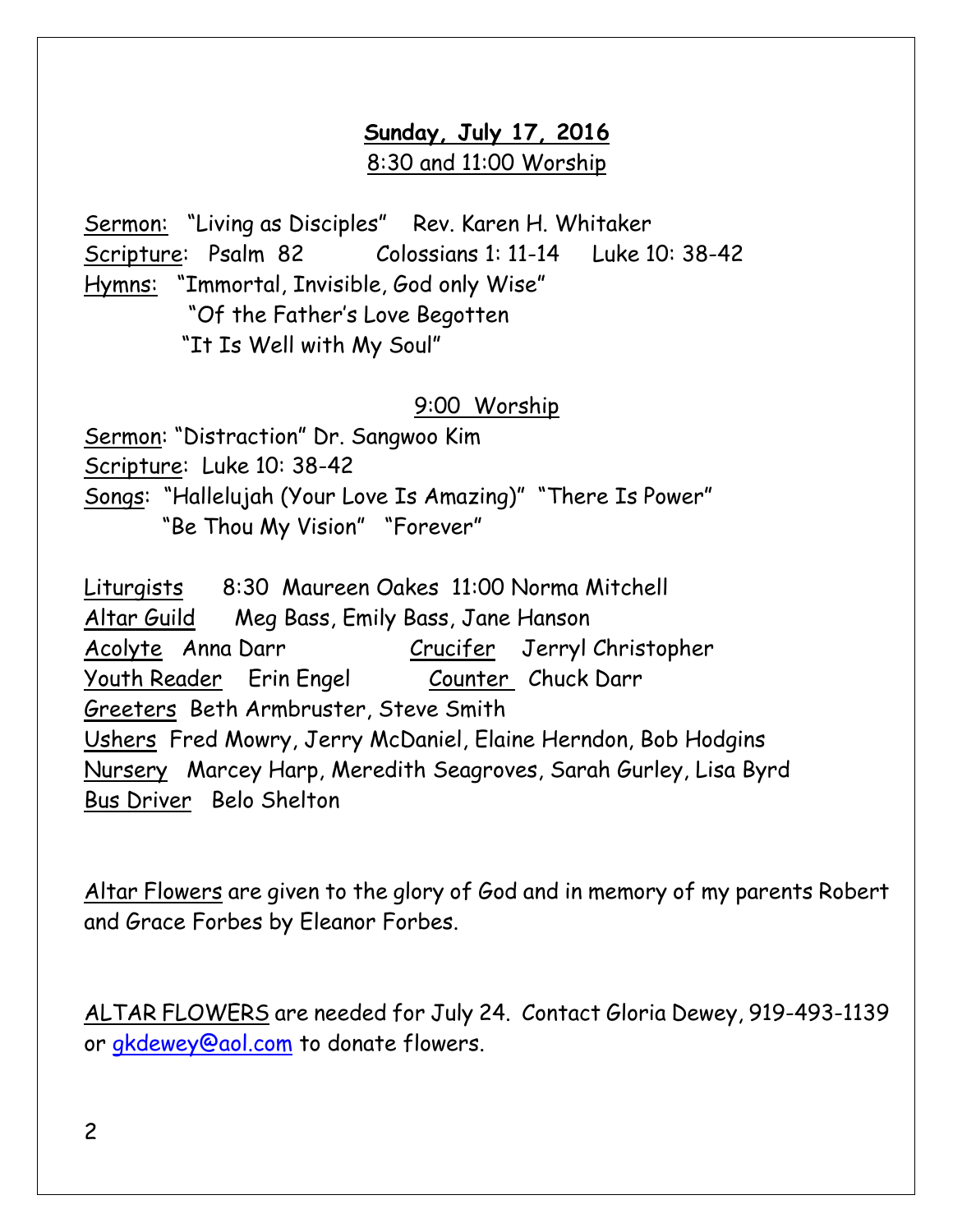**Sunday, July 17, 2016**

8:30 and 11:00 Worship

Sermon: "Living as Disciples" Rev. Karen H. Whitaker

Scripture: Psalm 82 Colossians 1: 11-14 Luke 10: 38-42

Hymns: "Immortal, Invisible, God only Wise"
"Of the Father's Love Begotten
"It Is Well with My Soul"

9:00 Worship

Sermon: "Distraction" Dr. Sangwoo Kim

Scripture: Luke 10: 38-42

Songs: "Hallelujah (Your Love Is Amazing)" "There Is Power"
"Be Thou My Vision" "Forever"

Liturgists 8:30 Maureen Oakes 11:00 Norma Mitchell

Altar Guild Meg Bass, Emily Bass, Jane Hanson

Acolyte Anna Darr Crucifer Jerryl Christopher

Youth Reader Erin Engel Counter Chuck Darr

Greeters Beth Armbruster, Steve Smith

Ushers Fred Mowry, Jerry McDaniel, Elaine Herndon, Bob Hodgins

Nursery Marcey Harp, Meredith Seagroves, Sarah Gurley, Lisa Byrd

Bus Driver Belo Shelton

Altar Flowers are given to the glory of God and in memory of my parents Robert and Grace Forbes by Eleanor Forbes.

ALTAR FLOWERS are needed for July 24. Contact Gloria Dewey, 919-493-1139 or gkdewey@aol.com to donate flowers.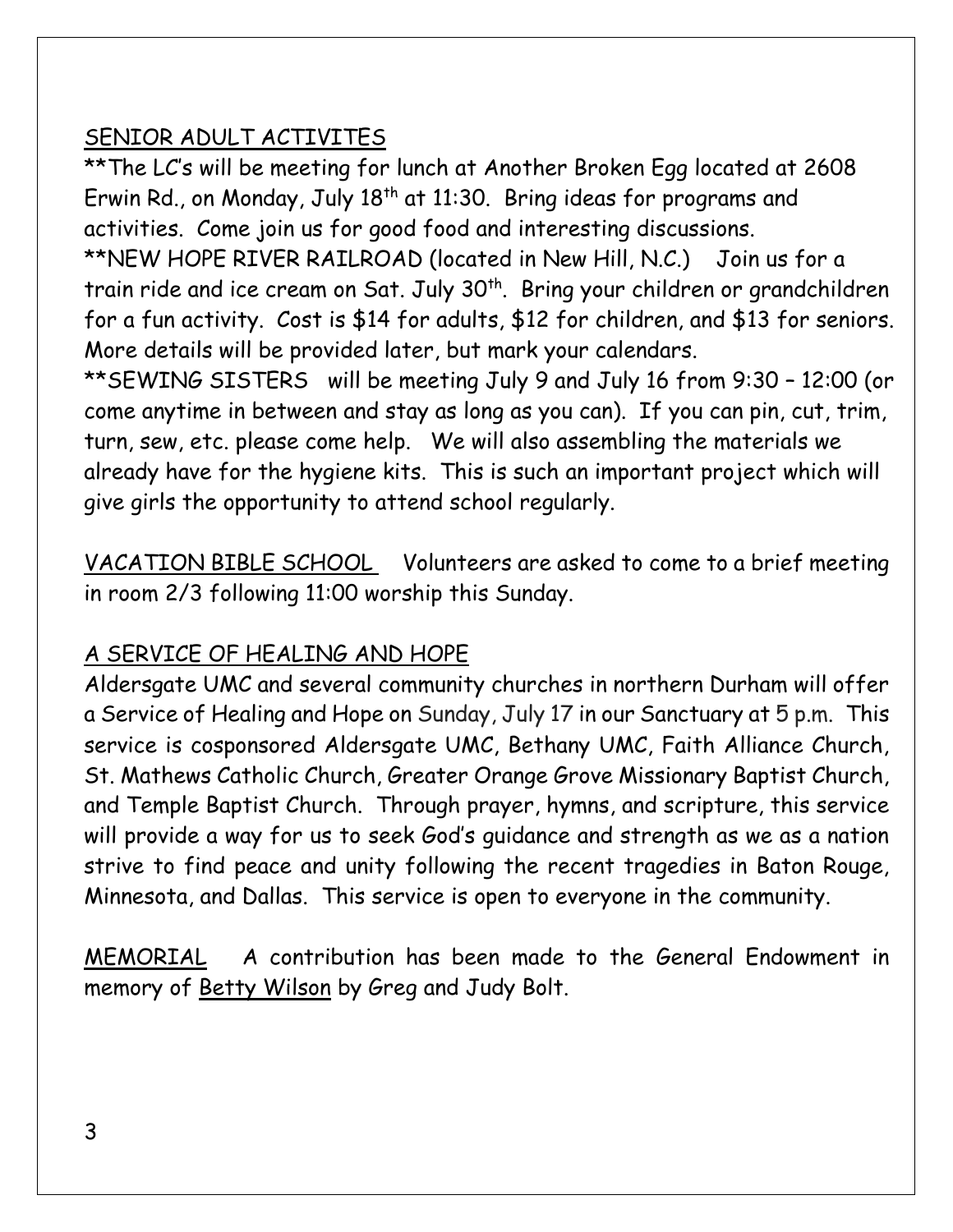SENIOR ADULT ACTIVITES

**The LC's will be meeting for lunch at Another Broken Egg located at 2608 Erwin Rd., on Monday, July 18th at 11:30. Bring ideas for programs and activities. Come join us for good food and interesting discussions.

**NEW HOPE RIVER RAILROAD (located in New Hill, N.C.) Join us for a train ride and ice cream on Sat. July 30th. Bring your children or grandchildren for a fun activity. Cost is $14 for adults, $12 for children, and $13 for seniors. More details will be provided later, but mark your calendars.

**SEWING SISTERS will be meeting July 9 and July 16 from 9:30 – 12:00 (or come anytime in between and stay as long as you can). If you can pin, cut, trim, turn, sew, etc. please come help. We will also assembling the materials we already have for the hygiene kits. This is such an important project which will give girls the opportunity to attend school regularly.

VACATION BIBLE SCHOOL Volunteers are asked to come to a brief meeting in room 2/3 following 11:00 worship this Sunday.

A SERVICE OF HEALING AND HOPE

Aldersgate UMC and several community churches in northern Durham will offer a Service of Healing and Hope on Sunday, July 17 in our Sanctuary at 5 p.m. This service is cosponsored Aldersgate UMC, Bethany UMC, Faith Alliance Church, St. Mathews Catholic Church, Greater Orange Grove Missionary Baptist Church, and Temple Baptist Church. Through prayer, hymns, and scripture, this service will provide a way for us to seek God's guidance and strength as we as a nation strive to find peace and unity following the recent tragedies in Baton Rouge, Minnesota, and Dallas. This service is open to everyone in the community.

MEMORIAL A contribution has been made to the General Endowment in memory of Betty Wilson by Greg and Judy Bolt.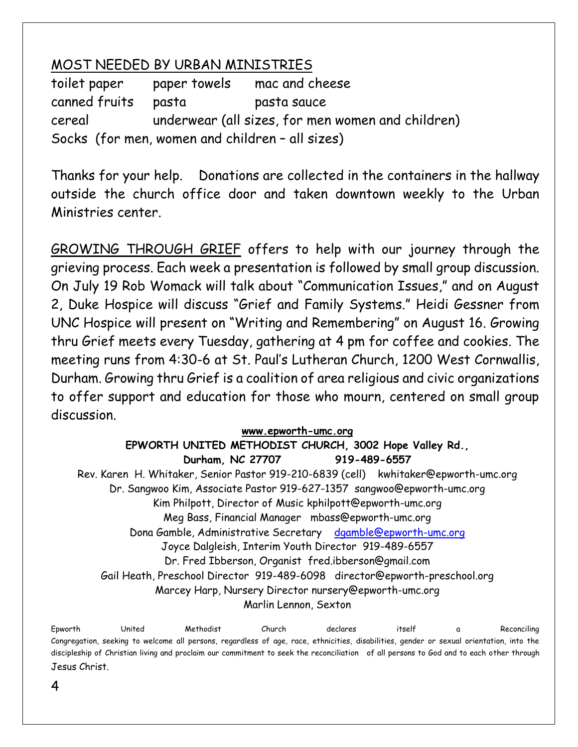## MOST NEEDED BY URBAN MINISTRIES

| | | |
|---|---|---|
| toilet paper | paper towels | mac and cheese |
| canned fruits | pasta | pasta sauce |
| cereal | underwear (all sizes, for men women and children) | |

Socks (for men, women and children – all sizes)

Thanks for your help. Donations are collected in the containers in the hallway outside the church office door and taken downtown weekly to the Urban Ministries center.

GROWING THROUGH GRIEF offers to help with our journey through the grieving process. Each week a presentation is followed by small group discussion. On July 19 Rob Womack will talk about "Communication Issues," and on August 2, Duke Hospice will discuss "Grief and Family Systems." Heidi Gessner from UNC Hospice will present on "Writing and Remembering" on August 16. Growing thru Grief meets every Tuesday, gathering at 4 pm for coffee and cookies. The meeting runs from 4:30-6 at St. Paul's Lutheran Church, 1200 West Cornwallis, Durham. Growing thru Grief is a coalition of area religious and civic organizations to offer support and education for those who mourn, centered on small group discussion.

**www.epworth-umc.org**

**EPWORTH UNITED METHODIST CHURCH, 3002 Hope Valley Rd., Durham, NC 27707 919-489-6557**

Rev. Karen H. Whitaker, Senior Pastor 919-210-6839 (cell) kwhitaker@epworth-umc.org
Dr. Sangwoo Kim, Associate Pastor 919-627-1357 sangwoo@epworth-umc.org
Kim Philpott, Director of Music kphilpott@epworth-umc.org
Meg Bass, Financial Manager mbass@epworth-umc.org
Dona Gamble, Administrative Secretary dgamble@epworth-umc.org
Joyce Dalgleish, Interim Youth Director 919-489-6557
Dr. Fred Ibberson, Organist fred.ibberson@gmail.com
Gail Heath, Preschool Director 919-489-6098 director@epworth-preschool.org
Marcey Harp, Nursery Director nursery@epworth-umc.org
Marlin Lennon, Sexton

Epworth United Methodist Church declares itself a Reconciling Congregation, seeking to welcome all persons, regardless of age, race, ethnicities, disabilities, gender or sexual orientation, into the discipleship of Christian living and proclaim our commitment to seek the reconciliation of all persons to God and to each other through Jesus Christ.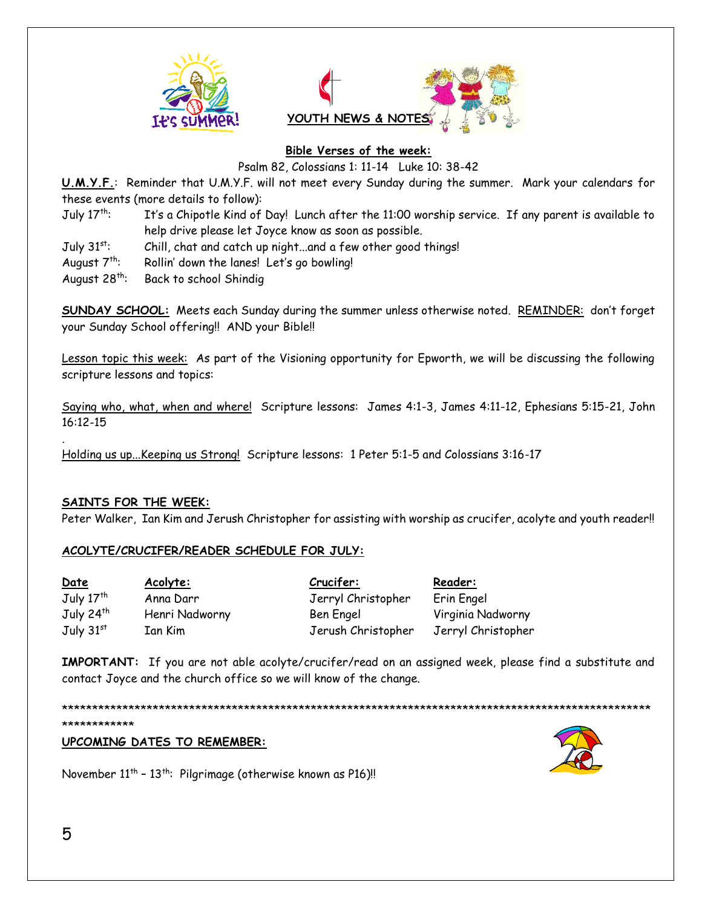It's SUMMER!

**YOUTH NEWS & NOTES**

**Bible Verses of the week:**

Psalm 82, Colossians 1: 11-14 Luke 10: 38-42

**U.M.Y.F.**: Reminder that U.M.Y.F. will not meet every Sunday during the summer. Mark your calendars for these events (more details to follow):

- July 17th: It's a Chipotle Kind of Day! Lunch after the 11:00 worship service. If any parent is available to help drive please let Joyce know as soon as possible.
- July 31st: Chill, chat and catch up night...and a few other good things!
- August 7th: Rollin' down the lanes! Let's go bowling!
- August 28th: Back to school Shindig

**SUNDAY SCHOOL:** Meets each Sunday during the summer unless otherwise noted. REMINDER: don't forget your Sunday School offering!! AND your Bible!!

Lesson topic this week: As part of the Visioning opportunity for Epworth, we will be discussing the following scripture lessons and topics:

Saying who, what, when and where! Scripture lessons: James 4:1-3, James 4:11-12, Ephesians 5:15-21, John 16:12-15

.

Holding us up...Keeping us Strong! Scripture lessons: 1 Peter 5:1-5 and Colossians 3:16-17

**SAINTS FOR THE WEEK:**

Peter Walker, Ian Kim and Jerush Christopher for assisting with worship as crucifer, acolyte and youth reader!!

**ACOLYTE/CRUCIFER/READER SCHEDULE FOR JULY:**

| Date | Acolyte: | Crucifer: | Reader: |
|---|---|---|---|
| July 17th | Anna Darr | Jerryl Christopher | Erin Engel |
| July 24th | Henri Nadworny | Ben Engel | Virginia Nadworny |
| July 31st | Ian Kim | Jerush Christopher | Jerryl Christopher |

**IMPORTANT:** If you are not able acolyte/crucifer/read on an assigned week, please find a substitute and contact Joyce and the church office so we will know of the change.

*****************************************************************************************************************

**UPCOMING DATES TO REMEMBER:**

November 11th – 13th: Pilgrimage (otherwise known as P16)!!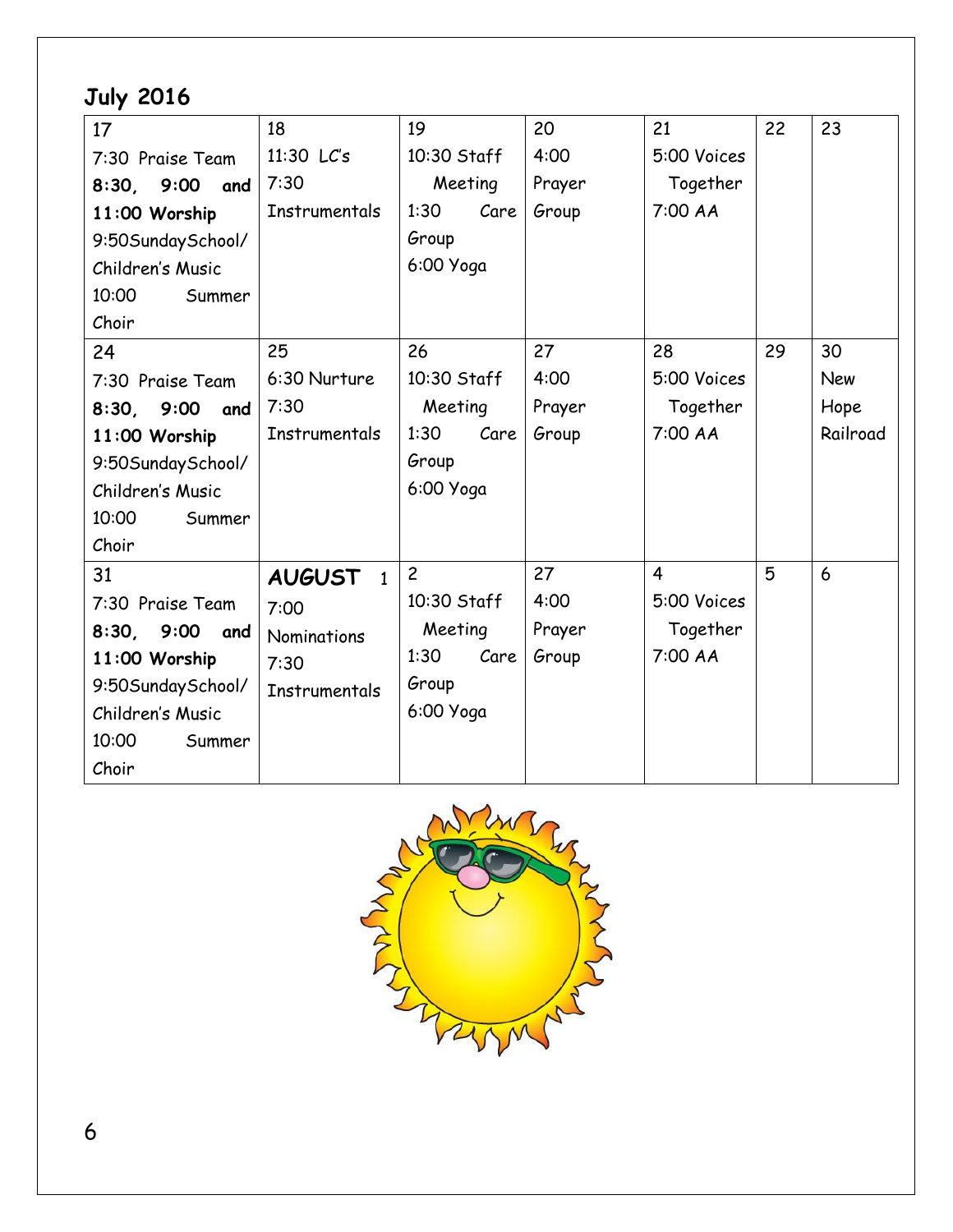## July 2016

| | | | | | | |
|---|---|---|---|---|---|---|
| 17<br>7:30 Praise Team<br>**8:30, 9:00 and 11:00 Worship**<br>9:50SundaySchool/ Children's Music<br>10:00 Summer Choir | 18<br>11:30 LC's<br>7:30 Instrumentals | 19<br>10:30 Staff Meeting<br>1:30 Care Group<br>6:00 Yoga | 20<br>4:00 Prayer Group | 21<br>5:00 Voices Together<br>7:00 AA | 22 | 23 |
| 24<br>7:30 Praise Team<br>**8:30, 9:00 and 11:00 Worship**<br>9:50SundaySchool/ Children's Music<br>10:00 Summer Choir | 25<br>6:30 Nurture<br>7:30 Instrumentals | 26<br>10:30 Staff Meeting<br>1:30 Care Group<br>6:00 Yoga | 27<br>4:00 Prayer Group | 28<br>5:00 Voices Together<br>7:00 AA | 29 | 30<br>New Hope Railroad |
| 31<br>7:30 Praise Team<br>**8:30, 9:00 and 11:00 Worship**<br>9:50SundaySchool/ Children's Music<br>10:00 Summer Choir | **AUGUST** 1<br>7:00 Nominations<br>7:30 Instrumentals | 2<br>10:30 Staff Meeting<br>1:30 Care Group<br>6:00 Yoga | 27<br>4:00 Prayer Group | 4<br>5:00 Voices Together<br>7:00 AA | 5 | 6 |